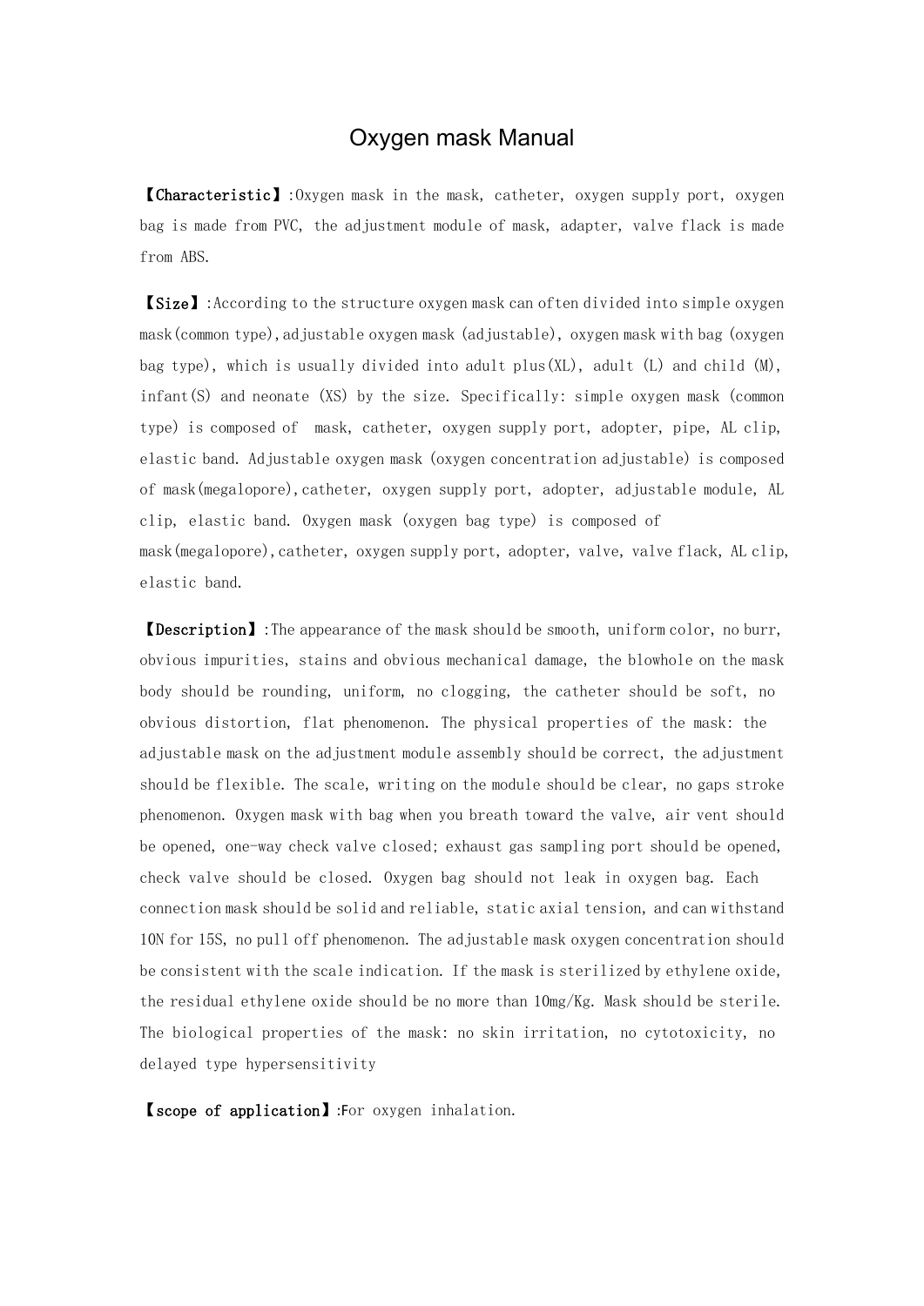# Oxygen mask Manual

**【Characteristic】**:Oxygen mask in the mask, catheter, oxygen supply port, oxygen bag is made from PVC, the adjustment module of mask, adapter, valve flack is made from ABS.

**【Size】**:According to the structure oxygen mask can often divided into simple oxygen mask(common type),adjustable oxygen mask (adjustable), oxygen mask with bag (oxygen bag type), which is usually divided into adult plus(XL), adult (L) and child (M), infant(S) and neonate (XS) by the size. Specifically: simple oxygen mask (common type) is composed of mask, catheter, oxygen supply port, adopter, pipe, AL clip, elastic band. Adjustable oxygen mask (oxygen concentration adjustable) is composed of mask(megalopore),catheter, oxygen supply port, adopter, adjustable module, AL clip, elastic band. Oxygen mask (oxygen bag type) is composed of mask(megalopore),catheter, oxygen supply port, adopter, valve, valve flack, AL clip, elastic band.

**【Description】**:The appearance of the mask should be smooth, uniform color, no burr, obvious impurities, stains and obvious mechanical damage, the blowhole on the mask body should be rounding, uniform, no clogging, the catheter should be soft, no obvious distortion, flat phenomenon. The physical properties of the mask: the adjustable mask on the adjustment module assembly should be correct, the adjustment should be flexible. The scale, writing on the module should be clear, no gaps stroke phenomenon. Oxygen mask with bag when you breath toward the valve, air vent should be opened, one-way check valve closed; exhaust gas sampling port should be opened, check valve should be closed. Oxygen bag should not leak in oxygen bag. Each connection mask should be solid and reliable, static axial tension, and can withstand 10N for 15S, no pull off phenomenon. The adjustable mask oxygen concentration should be consistent with the scale indication. If the mask is sterilized by ethylene oxide, the residual ethylene oxide should be no more than 10mg/Kg. Mask should be sterile. The biological properties of the mask: no skin irritation, no cytotoxicity, no delayed type hypersensitivity

**【scope of application】**:For oxygen inhalation.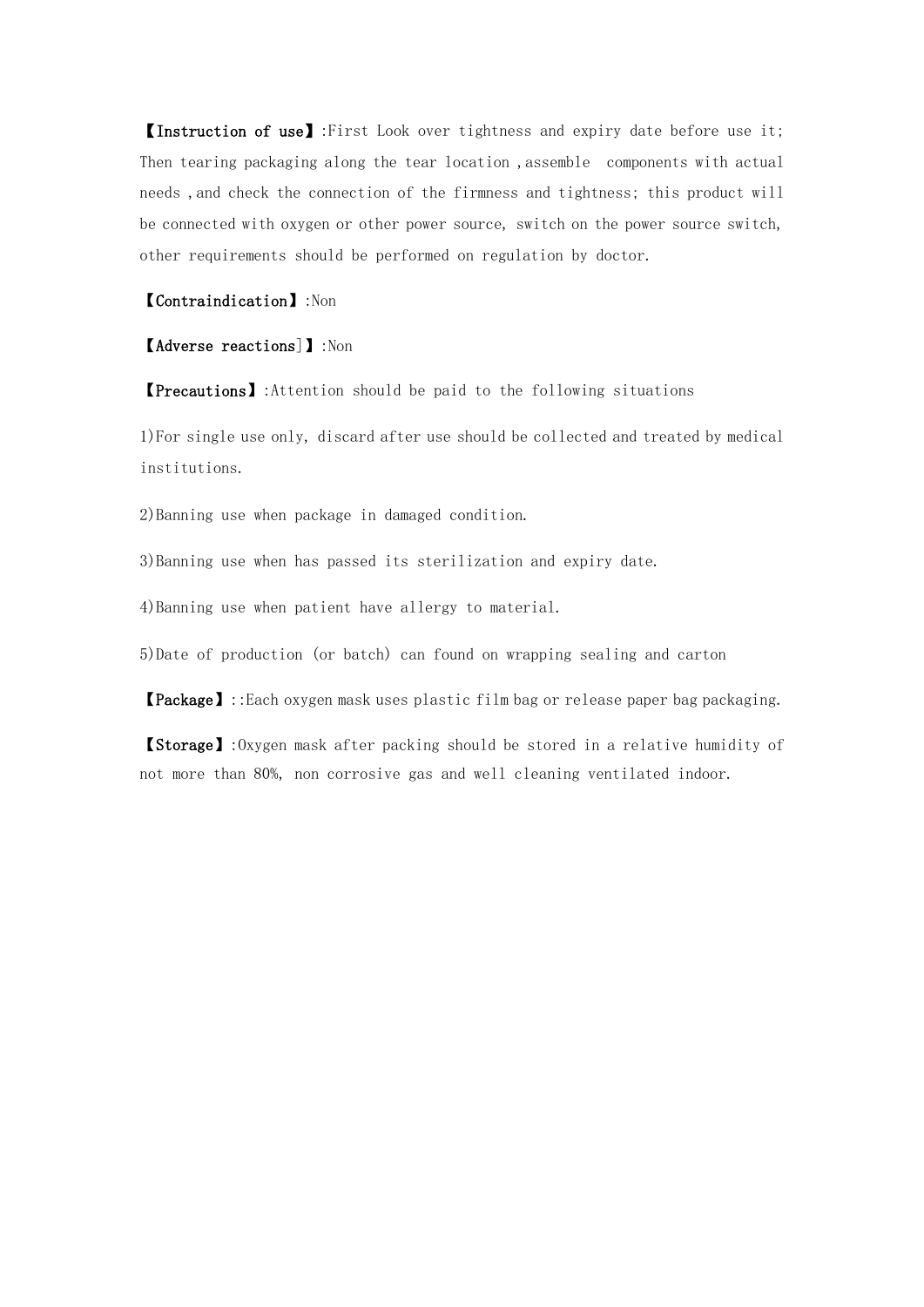**【Instruction of use】**:First Look over tightness and expiry date before use it; Then tearing packaging along the tear location ,assemble components with actual needs ,and check the connection of the firmness and tightness; this product will be connected with oxygen or other power source, switch on the power source switch, other requirements should be performed on regulation by doctor.

**【Contraindication】**:Non

**【Adverse reactions]】**:Non

**【Precautions】**:Attention should be paid to the following situations

1)For single use only, discard after use should be collected and treated by medical institutions.

2)Banning use when package in damaged condition.

3)Banning use when has passed its sterilization and expiry date.

4)Banning use when patient have allergy to material.

5)Date of production (or batch) can found on wrapping sealing and carton

**【Package】**::Each oxygen mask uses plastic film bag or release paper bag packaging.

**【Storage】**:Oxygen mask after packing should be stored in a relative humidity of not more than 80%, non corrosive gas and well cleaning ventilated indoor.